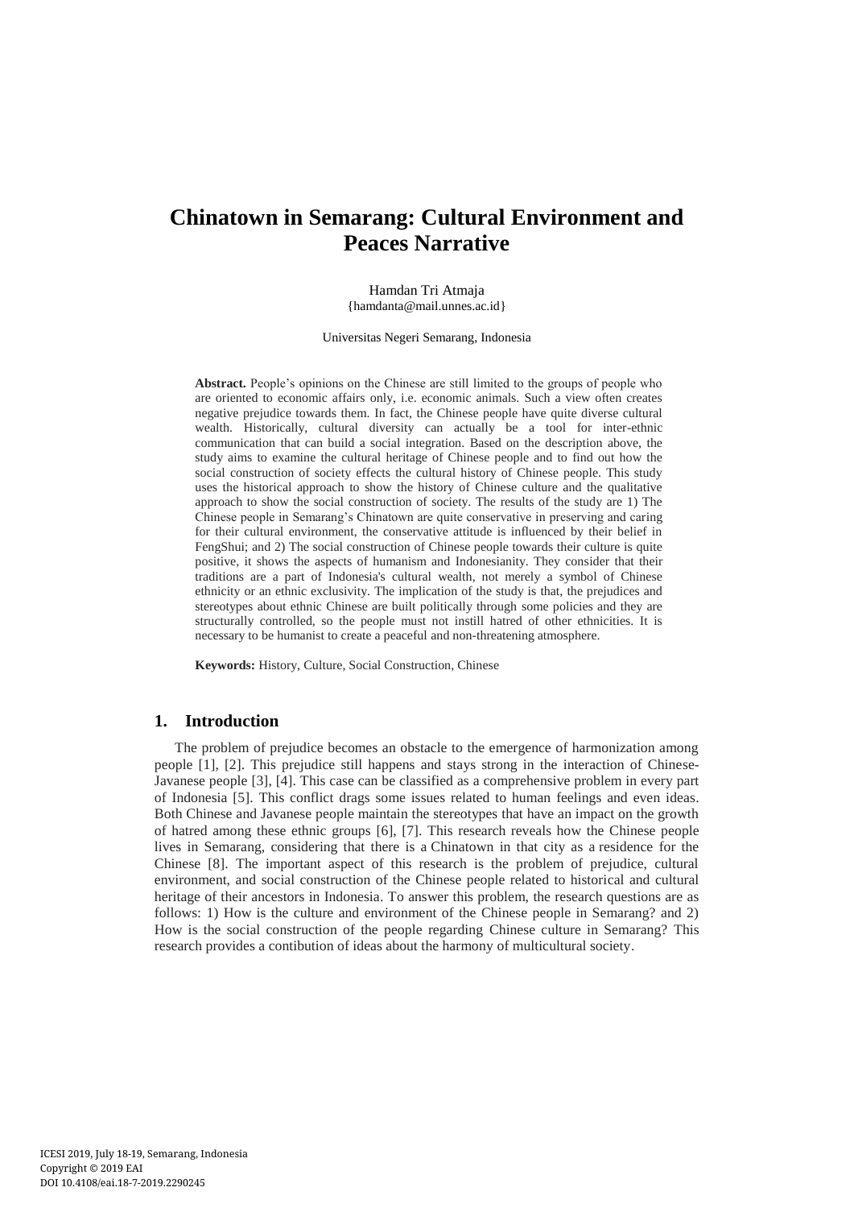# Chinatown in Semarang: Cultural Environment and Peaces Narrative

Hamdan Tri Atmaja
{hamdanta@mail.unnes.ac.id}

Universitas Negeri Semarang, Indonesia

**Abstract.** People's opinions on the Chinese are still limited to the groups of people who are oriented to economic affairs only, i.e. economic animals. Such a view often creates negative prejudice towards them. In fact, the Chinese people have quite diverse cultural wealth. Historically, cultural diversity can actually be a tool for inter-ethnic communication that can build a social integration. Based on the description above, the study aims to examine the cultural heritage of Chinese people and to find out how the social construction of society effects the cultural history of Chinese people. This study uses the historical approach to show the history of Chinese culture and the qualitative approach to show the social construction of society. The results of the study are 1) The Chinese people in Semarang's Chinatown are quite conservative in preserving and caring for their cultural environment, the conservative attitude is influenced by their belief in FengShui; and 2) The social construction of Chinese people towards their culture is quite positive, it shows the aspects of humanism and Indonesianity. They consider that their traditions are a part of Indonesia's cultural wealth, not merely a symbol of Chinese ethnicity or an ethnic exclusivity. The implication of the study is that, the prejudices and stereotypes about ethnic Chinese are built politically through some policies and they are structurally controlled, so the people must not instill hatred of other ethnicities. It is necessary to be humanist to create a peaceful and non-threatening atmosphere.

**Keywords:** History, Culture, Social Construction, Chinese

## 1. Introduction

The problem of prejudice becomes an obstacle to the emergence of harmonization among people [1], [2]. This prejudice still happens and stays strong in the interaction of Chinese-Javanese people [3], [4]. This case can be classified as a comprehensive problem in every part of Indonesia [5]. This conflict drags some issues related to human feelings and even ideas. Both Chinese and Javanese people maintain the stereotypes that have an impact on the growth of hatred among these ethnic groups [6], [7]. This research reveals how the Chinese people lives in Semarang, considering that there is a Chinatown in that city as a residence for the Chinese [8]. The important aspect of this research is the problem of prejudice, cultural environment, and social construction of the Chinese people related to historical and cultural heritage of their ancestors in Indonesia. To answer this problem, the research questions are as follows: 1) How is the culture and environment of the Chinese people in Semarang? and 2) How is the social construction of the people regarding Chinese culture in Semarang? This research provides a contibution of ideas about the harmony of multicultural society.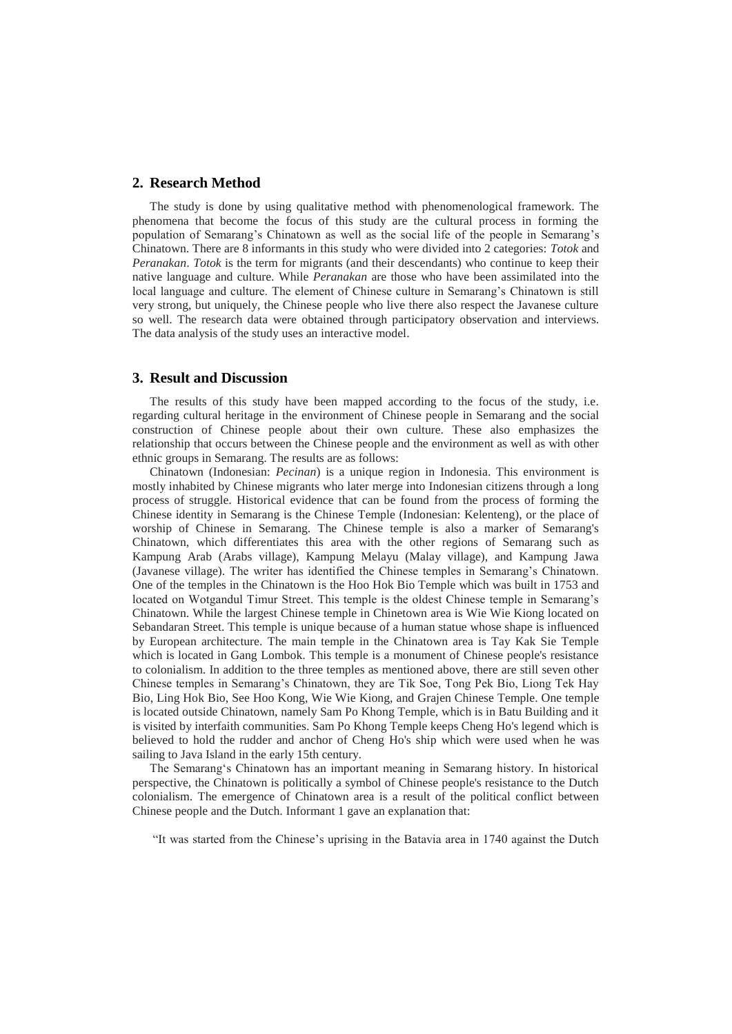## 2. Research Method

The study is done by using qualitative method with phenomenological framework. The phenomena that become the focus of this study are the cultural process in forming the population of Semarang's Chinatown as well as the social life of the people in Semarang's Chinatown. There are 8 informants in this study who were divided into 2 categories: *Totok* and *Peranakan*. *Totok* is the term for migrants (and their descendants) who continue to keep their native language and culture. While *Peranakan* are those who have been assimilated into the local language and culture. The element of Chinese culture in Semarang's Chinatown is still very strong, but uniquely, the Chinese people who live there also respect the Javanese culture so well. The research data were obtained through participatory observation and interviews. The data analysis of the study uses an interactive model.

## 3. Result and Discussion

The results of this study have been mapped according to the focus of the study, i.e. regarding cultural heritage in the environment of Chinese people in Semarang and the social construction of Chinese people about their own culture. These also emphasizes the relationship that occurs between the Chinese people and the environment as well as with other ethnic groups in Semarang. The results are as follows:

Chinatown (Indonesian: *Pecinan*) is a unique region in Indonesia. This environment is mostly inhabited by Chinese migrants who later merge into Indonesian citizens through a long process of struggle. Historical evidence that can be found from the process of forming the Chinese identity in Semarang is the Chinese Temple (Indonesian: Kelenteng), or the place of worship of Chinese in Semarang. The Chinese temple is also a marker of Semarang's Chinatown, which differentiates this area with the other regions of Semarang such as Kampung Arab (Arabs village), Kampung Melayu (Malay village), and Kampung Jawa (Javanese village). The writer has identified the Chinese temples in Semarang's Chinatown. One of the temples in the Chinatown is the Hoo Hok Bio Temple which was built in 1753 and located on Wotgandul Timur Street. This temple is the oldest Chinese temple in Semarang's Chinatown. While the largest Chinese temple in Chinetown area is Wie Wie Kiong located on Sebandaran Street. This temple is unique because of a human statue whose shape is influenced by European architecture. The main temple in the Chinatown area is Tay Kak Sie Temple which is located in Gang Lombok. This temple is a monument of Chinese people's resistance to colonialism. In addition to the three temples as mentioned above, there are still seven other Chinese temples in Semarang's Chinatown, they are Tik Soe, Tong Pek Bio, Liong Tek Hay Bio, Ling Hok Bio, See Hoo Kong, Wie Wie Kiong, and Grajen Chinese Temple. One temple is located outside Chinatown, namely Sam Po Khong Temple, which is in Batu Building and it is visited by interfaith communities. Sam Po Khong Temple keeps Cheng Ho's legend which is believed to hold the rudder and anchor of Cheng Ho's ship which were used when he was sailing to Java Island in the early 15th century.

The Semarang's Chinatown has an important meaning in Semarang history. In historical perspective, the Chinatown is politically a symbol of Chinese people's resistance to the Dutch colonialism. The emergence of Chinatown area is a result of the political conflict between Chinese people and the Dutch. Informant 1 gave an explanation that:

"It was started from the Chinese's uprising in the Batavia area in 1740 against the Dutch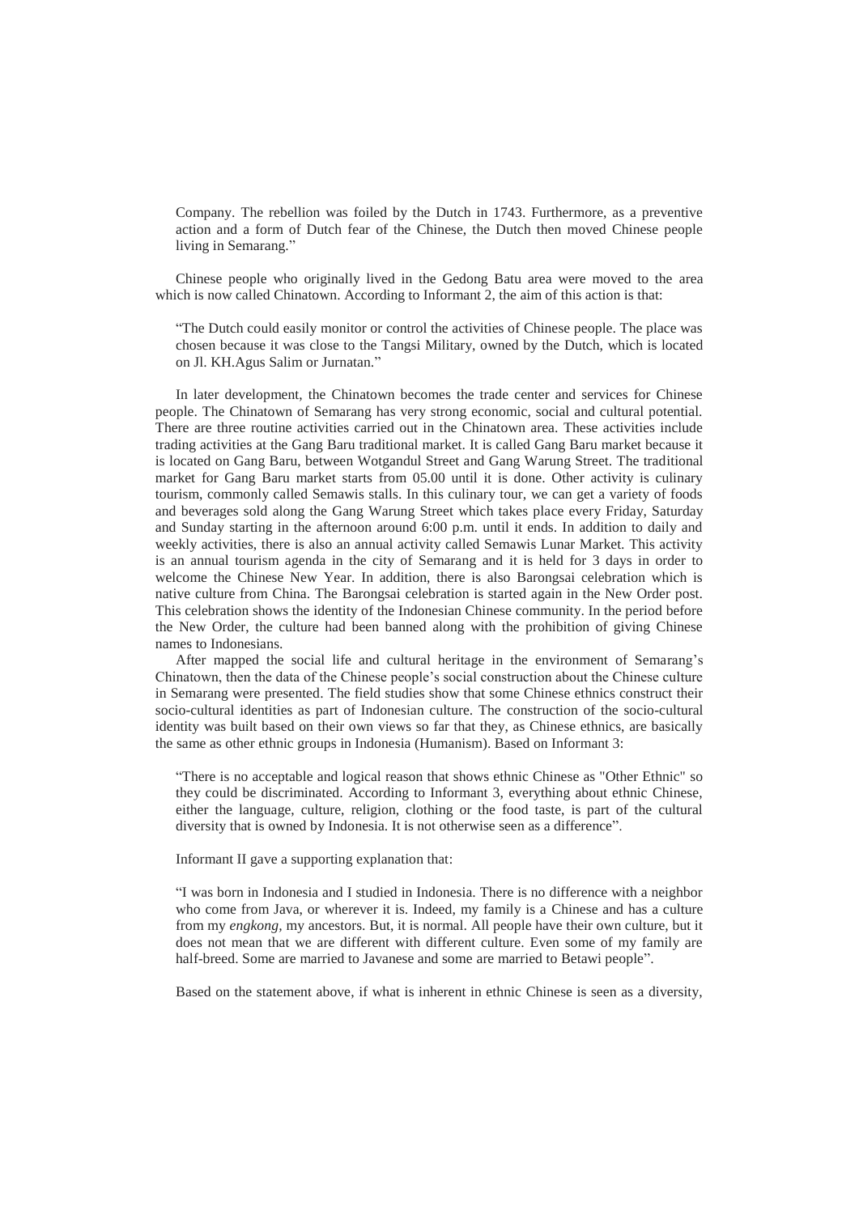> Company. The rebellion was foiled by the Dutch in 1743. Furthermore, as a preventive action and a form of Dutch fear of the Chinese, the Dutch then moved Chinese people living in Semarang."

Chinese people who originally lived in the Gedong Batu area were moved to the area which is now called Chinatown. According to Informant 2, the aim of this action is that:

> "The Dutch could easily monitor or control the activities of Chinese people. The place was chosen because it was close to the Tangsi Military, owned by the Dutch, which is located on Jl. KH.Agus Salim or Jurnatan."

In later development, the Chinatown becomes the trade center and services for Chinese people. The Chinatown of Semarang has very strong economic, social and cultural potential. There are three routine activities carried out in the Chinatown area. These activities include trading activities at the Gang Baru traditional market. It is called Gang Baru market because it is located on Gang Baru, between Wotgandul Street and Gang Warung Street. The traditional market for Gang Baru market starts from 05.00 until it is done. Other activity is culinary tourism, commonly called Semawis stalls. In this culinary tour, we can get a variety of foods and beverages sold along the Gang Warung Street which takes place every Friday, Saturday and Sunday starting in the afternoon around 6:00 p.m. until it ends. In addition to daily and weekly activities, there is also an annual activity called Semawis Lunar Market. This activity is an annual tourism agenda in the city of Semarang and it is held for 3 days in order to welcome the Chinese New Year. In addition, there is also Barongsai celebration which is native culture from China. The Barongsai celebration is started again in the New Order post. This celebration shows the identity of the Indonesian Chinese community. In the period before the New Order, the culture had been banned along with the prohibition of giving Chinese names to Indonesians.

After mapped the social life and cultural heritage in the environment of Semarang's Chinatown, then the data of the Chinese people's social construction about the Chinese culture in Semarang were presented. The field studies show that some Chinese ethnics construct their socio-cultural identities as part of Indonesian culture. The construction of the socio-cultural identity was built based on their own views so far that they, as Chinese ethnics, are basically the same as other ethnic groups in Indonesia (Humanism). Based on Informant 3:

> "There is no acceptable and logical reason that shows ethnic Chinese as "Other Ethnic" so they could be discriminated. According to Informant 3, everything about ethnic Chinese, either the language, culture, religion, clothing or the food taste, is part of the cultural diversity that is owned by Indonesia. It is not otherwise seen as a difference".

Informant II gave a supporting explanation that:

> "I was born in Indonesia and I studied in Indonesia. There is no difference with a neighbor who come from Java, or wherever it is. Indeed, my family is a Chinese and has a culture from my *engkong*, my ancestors. But, it is normal. All people have their own culture, but it does not mean that we are different with different culture. Even some of my family are half-breed. Some are married to Javanese and some are married to Betawi people".

Based on the statement above, if what is inherent in ethnic Chinese is seen as a diversity,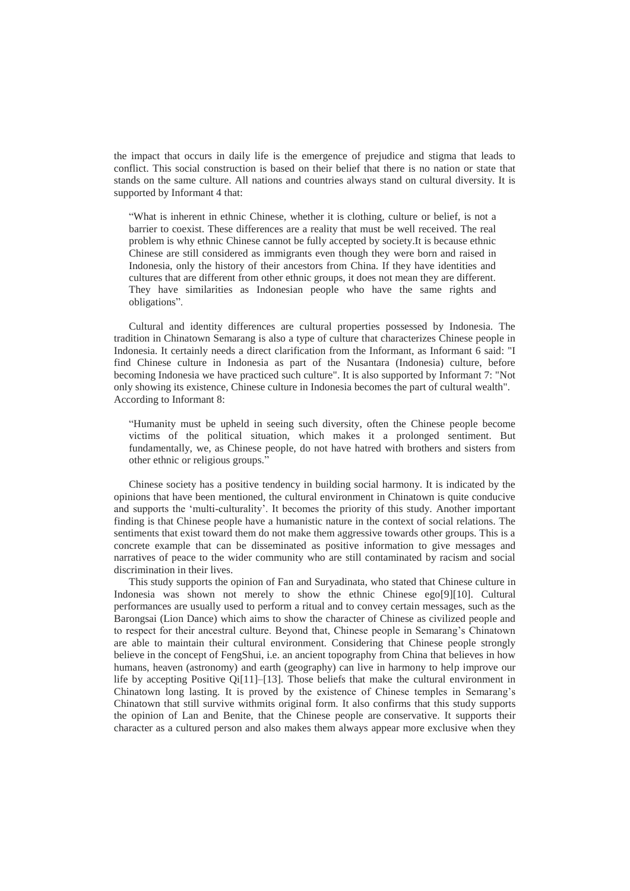the impact that occurs in daily life is the emergence of prejudice and stigma that leads to conflict. This social construction is based on their belief that there is no nation or state that stands on the same culture. All nations and countries always stand on cultural diversity. It is supported by Informant 4 that:

> "What is inherent in ethnic Chinese, whether it is clothing, culture or belief, is not a barrier to coexist. These differences are a reality that must be well received. The real problem is why ethnic Chinese cannot be fully accepted by society.It is because ethnic Chinese are still considered as immigrants even though they were born and raised in Indonesia, only the history of their ancestors from China. If they have identities and cultures that are different from other ethnic groups, it does not mean they are different. They have similarities as Indonesian people who have the same rights and obligations".

Cultural and identity differences are cultural properties possessed by Indonesia. The tradition in Chinatown Semarang is also a type of culture that characterizes Chinese people in Indonesia. It certainly needs a direct clarification from the Informant, as Informant 6 said: "I find Chinese culture in Indonesia as part of the Nusantara (Indonesia) culture, before becoming Indonesia we have practiced such culture". It is also supported by Informant 7: "Not only showing its existence, Chinese culture in Indonesia becomes the part of cultural wealth". According to Informant 8:

> "Humanity must be upheld in seeing such diversity, often the Chinese people become victims of the political situation, which makes it a prolonged sentiment. But fundamentally, we, as Chinese people, do not have hatred with brothers and sisters from other ethnic or religious groups."

Chinese society has a positive tendency in building social harmony. It is indicated by the opinions that have been mentioned, the cultural environment in Chinatown is quite conducive and supports the 'multi-culturality'. It becomes the priority of this study. Another important finding is that Chinese people have a humanistic nature in the context of social relations. The sentiments that exist toward them do not make them aggressive towards other groups. This is a concrete example that can be disseminated as positive information to give messages and narratives of peace to the wider community who are still contaminated by racism and social discrimination in their lives.

This study supports the opinion of Fan and Suryadinata, who stated that Chinese culture in Indonesia was shown not merely to show the ethnic Chinese ego[9][10]. Cultural performances are usually used to perform a ritual and to convey certain messages, such as the Barongsai (Lion Dance) which aims to show the character of Chinese as civilized people and to respect for their ancestral culture. Beyond that, Chinese people in Semarang's Chinatown are able to maintain their cultural environment. Considering that Chinese people strongly believe in the concept of FengShui, i.e. an ancient topography from China that believes in how humans, heaven (astronomy) and earth (geography) can live in harmony to help improve our life by accepting Positive Qi[11]–[13]. Those beliefs that make the cultural environment in Chinatown long lasting. It is proved by the existence of Chinese temples in Semarang's Chinatown that still survive withmits original form. It also confirms that this study supports the opinion of Lan and Benite, that the Chinese people are conservative. It supports their character as a cultured person and also makes them always appear more exclusive when they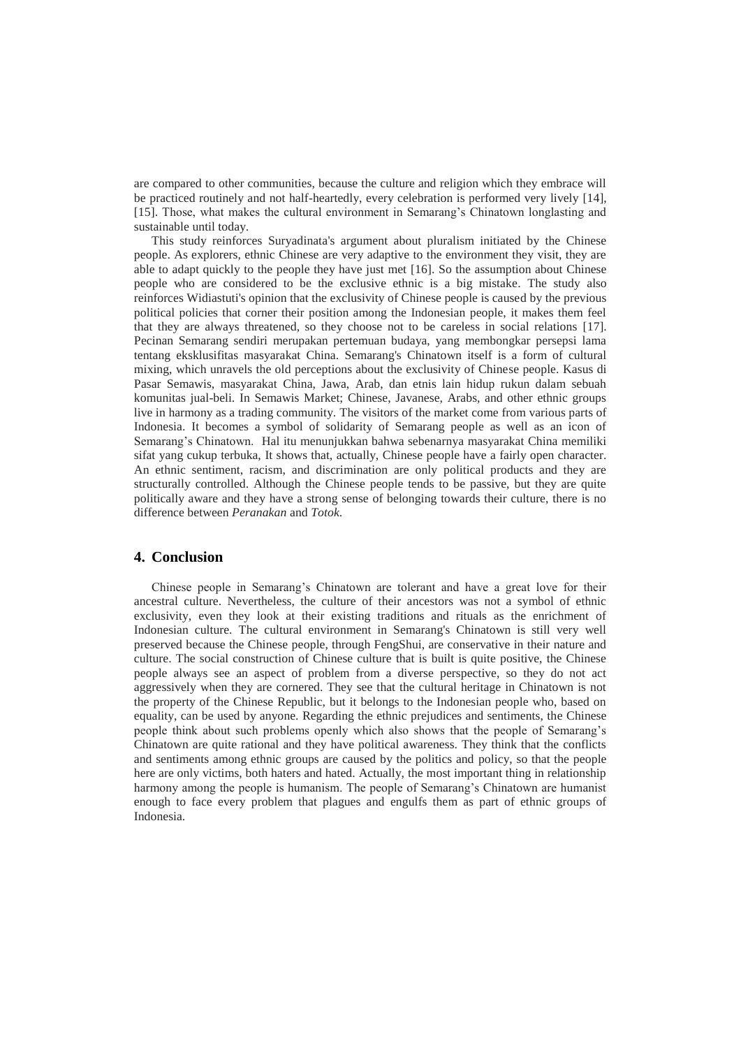are compared to other communities, because the culture and religion which they embrace will be practiced routinely and not half-heartedly, every celebration is performed very lively [14], [15]. Those, what makes the cultural environment in Semarang's Chinatown longlasting and sustainable until today.

This study reinforces Suryadinata's argument about pluralism initiated by the Chinese people. As explorers, ethnic Chinese are very adaptive to the environment they visit, they are able to adapt quickly to the people they have just met [16]. So the assumption about Chinese people who are considered to be the exclusive ethnic is a big mistake. The study also reinforces Widiastuti's opinion that the exclusivity of Chinese people is caused by the previous political policies that corner their position among the Indonesian people, it makes them feel that they are always threatened, so they choose not to be careless in social relations [17]. Pecinan Semarang sendiri merupakan pertemuan budaya, yang membongkar persepsi lama tentang eksklusifitas masyarakat China. Semarang's Chinatown itself is a form of cultural mixing, which unravels the old perceptions about the exclusivity of Chinese people. Kasus di Pasar Semawis, masyarakat China, Jawa, Arab, dan etnis lain hidup rukun dalam sebuah komunitas jual-beli. In Semawis Market; Chinese, Javanese, Arabs, and other ethnic groups live in harmony as a trading community. The visitors of the market come from various parts of Indonesia. It becomes a symbol of solidarity of Semarang people as well as an icon of Semarang's Chinatown. Hal itu menunjukkan bahwa sebenarnya masyarakat China memiliki sifat yang cukup terbuka, It shows that, actually, Chinese people have a fairly open character. An ethnic sentiment, racism, and discrimination are only political products and they are structurally controlled. Although the Chinese people tends to be passive, but they are quite politically aware and they have a strong sense of belonging towards their culture, there is no difference between *Peranakan* and *Totok*.

## 4. Conclusion

Chinese people in Semarang's Chinatown are tolerant and have a great love for their ancestral culture. Nevertheless, the culture of their ancestors was not a symbol of ethnic exclusivity, even they look at their existing traditions and rituals as the enrichment of Indonesian culture. The cultural environment in Semarang's Chinatown is still very well preserved because the Chinese people, through FengShui, are conservative in their nature and culture. The social construction of Chinese culture that is built is quite positive, the Chinese people always see an aspect of problem from a diverse perspective, so they do not act aggressively when they are cornered. They see that the cultural heritage in Chinatown is not the property of the Chinese Republic, but it belongs to the Indonesian people who, based on equality, can be used by anyone. Regarding the ethnic prejudices and sentiments, the Chinese people think about such problems openly which also shows that the people of Semarang's Chinatown are quite rational and they have political awareness. They think that the conflicts and sentiments among ethnic groups are caused by the politics and policy, so that the people here are only victims, both haters and hated. Actually, the most important thing in relationship harmony among the people is humanism. The people of Semarang's Chinatown are humanist enough to face every problem that plagues and engulfs them as part of ethnic groups of Indonesia.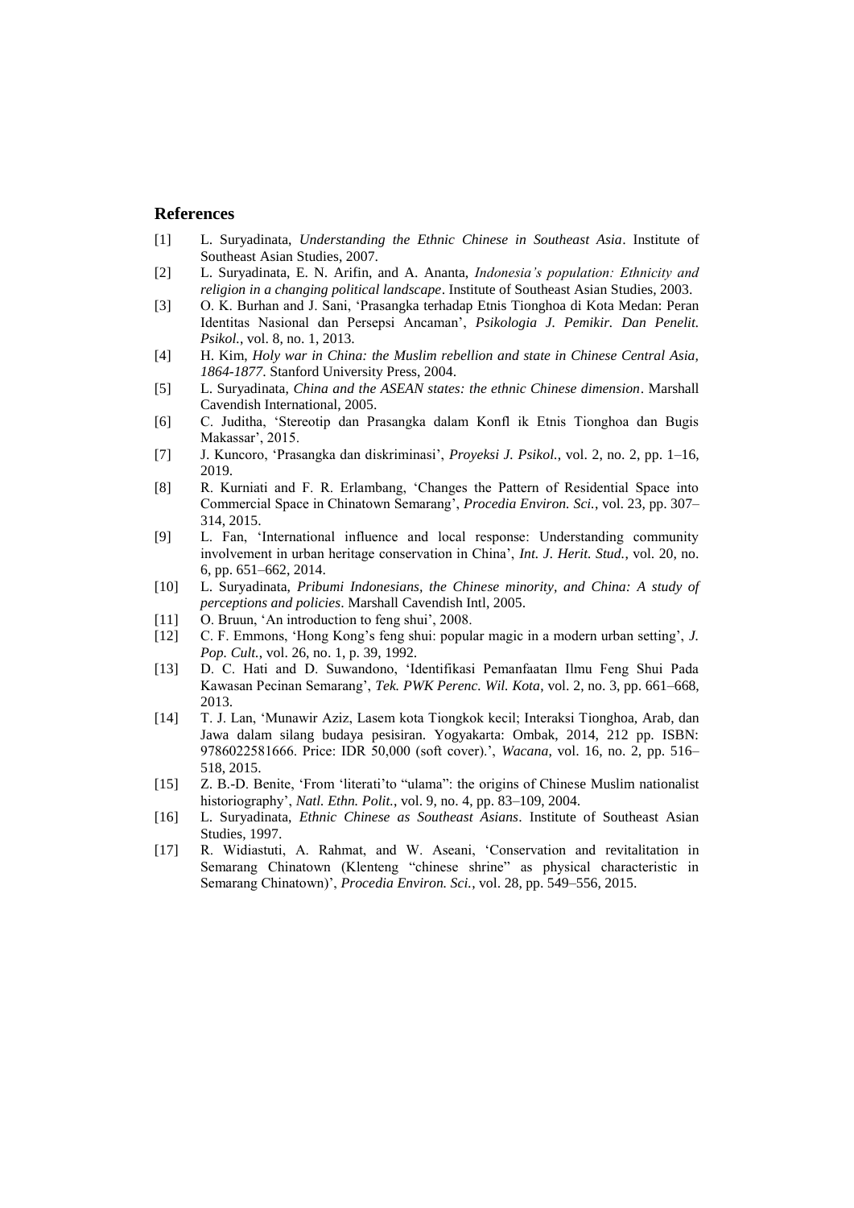## References

[1] L. Suryadinata, *Understanding the Ethnic Chinese in Southeast Asia*. Institute of Southeast Asian Studies, 2007.

[2] L. Suryadinata, E. N. Arifin, and A. Ananta, *Indonesia's population: Ethnicity and religion in a changing political landscape*. Institute of Southeast Asian Studies, 2003.

[3] O. K. Burhan and J. Sani, 'Prasangka terhadap Etnis Tionghoa di Kota Medan: Peran Identitas Nasional dan Persepsi Ancaman', *Psikologia J. Pemikir. Dan Penelit. Psikol.*, vol. 8, no. 1, 2013.

[4] H. Kim, *Holy war in China: the Muslim rebellion and state in Chinese Central Asia, 1864-1877*. Stanford University Press, 2004.

[5] L. Suryadinata, *China and the ASEAN states: the ethnic Chinese dimension*. Marshall Cavendish International, 2005.

[6] C. Juditha, 'Stereotip dan Prasangka dalam Konfl ik Etnis Tionghoa dan Bugis Makassar', 2015.

[7] J. Kuncoro, 'Prasangka dan diskriminasi', *Proyeksi J. Psikol.*, vol. 2, no. 2, pp. 1–16, 2019.

[8] R. Kurniati and F. R. Erlambang, 'Changes the Pattern of Residential Space into Commercial Space in Chinatown Semarang', *Procedia Environ. Sci.*, vol. 23, pp. 307–314, 2015.

[9] L. Fan, 'International influence and local response: Understanding community involvement in urban heritage conservation in China', *Int. J. Herit. Stud.*, vol. 20, no. 6, pp. 651–662, 2014.

[10] L. Suryadinata, *Pribumi Indonesians, the Chinese minority, and China: A study of perceptions and policies*. Marshall Cavendish Intl, 2005.

[11] O. Bruun, 'An introduction to feng shui', 2008.

[12] C. F. Emmons, 'Hong Kong's feng shui: popular magic in a modern urban setting', *J. Pop. Cult.*, vol. 26, no. 1, p. 39, 1992.

[13] D. C. Hati and D. Suwandono, 'Identifikasi Pemanfaatan Ilmu Feng Shui Pada Kawasan Pecinan Semarang', *Tek. PWK Perenc. Wil. Kota*, vol. 2, no. 3, pp. 661–668, 2013.

[14] T. J. Lan, 'Munawir Aziz, Lasem kota Tiongkok kecil; Interaksi Tionghoa, Arab, dan Jawa dalam silang budaya pesisiran. Yogyakarta: Ombak, 2014, 212 pp. ISBN: 9786022581666. Price: IDR 50,000 (soft cover).', *Wacana*, vol. 16, no. 2, pp. 516–518, 2015.

[15] Z. B.-D. Benite, 'From 'literati'to "ulama": the origins of Chinese Muslim nationalist historiography', *Natl. Ethn. Polit.*, vol. 9, no. 4, pp. 83–109, 2004.

[16] L. Suryadinata, *Ethnic Chinese as Southeast Asians*. Institute of Southeast Asian Studies, 1997.

[17] R. Widiastuti, A. Rahmat, and W. Aseani, 'Conservation and revitalitation in Semarang Chinatown (Klenteng "chinese shrine" as physical characteristic in Semarang Chinatown)', *Procedia Environ. Sci.*, vol. 28, pp. 549–556, 2015.